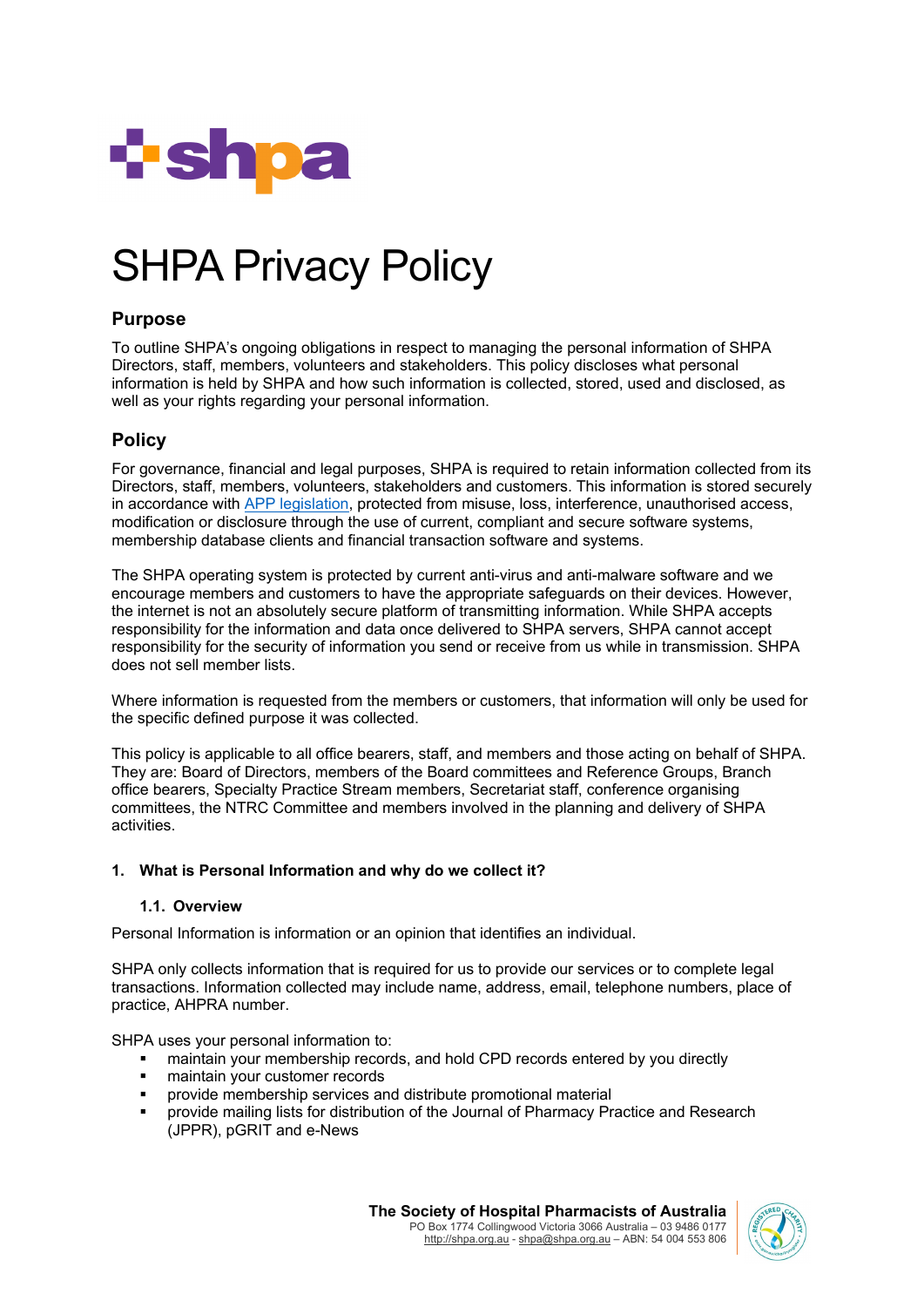# SHPA Privacy Policy

## Purpose

To outline SHPA's ongoing obligations in respect to managing the personal information of SHPA Directors, staff, members, volunteers and stakeholders. This policy discloses what personal information is held by SHPA and how such information is collected, stored, used and disclosed, as well as your rights regarding your personal information.

## Policy

For governance, financial and legal purposes, SHPA is required to retain information collected from its Directors, staff, members, volunteers, stakeholders and customers. This information is stored securely in accordance with [APP legislation](), protected from misuse, loss, interference, unauthorised access, modification or disclosure through the use of current, compliant and secure software systems, membership database clients and financial transaction software and systems.

The SHPA operating system is protected by current anti-virus and anti-malware software and we encourage members and customers to have the appropriate safeguards on their devices. However, the internet is not an absolutely secure platform of transmitting information. While SHPA accepts responsibility for the information and data once delivered to SHPA servers, SHPA cannot accept responsibility for the security of information you send or receive from us while in transmission. SHPA does not sell member lists.

Where information is requested from the members or customers, that information will only be used for the specific defined purpose it was collected.

This policy is applicable to all office bearers, staff, and members and those acting on behalf of SHPA. They are: Board of Directors, members of the Board committees and Reference Groups, Branch office bearers, Specialty Practice Stream members, Secretariat staff, conference organising committees, the NTRC Committee and members involved in the planning and delivery of SHPA activities.

### 1. What is Personal Information and why do we collect it?

#### 1.1. Overview

Personal Information is information or an opinion that identifies an individual.

SHPA only collects information that is required for us to provide our services or to complete legal transactions. Information collected may include name, address, email, telephone numbers, place of practice, AHPRA number.

SHPA uses your personal information to:

- maintain your membership records, and hold CPD records entered by you directly
- maintain your customer records
- provide membership services and distribute promotional material
- provide mailing lists for distribution of the Journal of Pharmacy Practice and Research (JPPR), pGRIT and e-News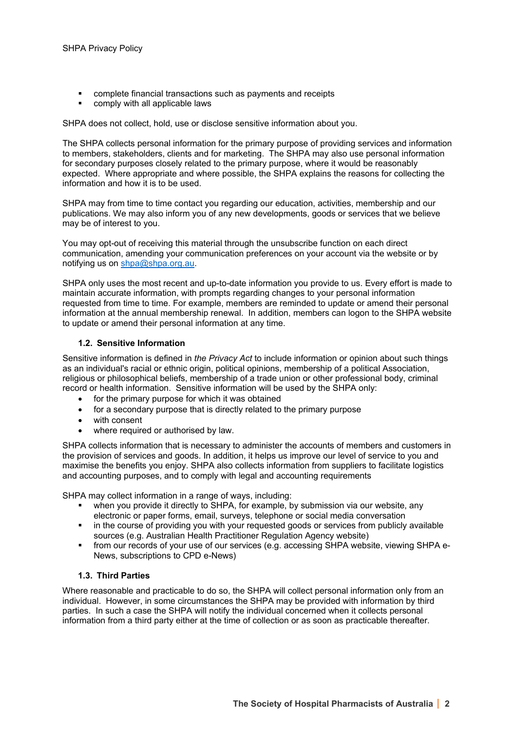- complete financial transactions such as payments and receipts
- comply with all applicable laws

SHPA does not collect, hold, use or disclose sensitive information about you.

The SHPA collects personal information for the primary purpose of providing services and information to members, stakeholders, clients and for marketing. The SHPA may also use personal information for secondary purposes closely related to the primary purpose, where it would be reasonably expected. Where appropriate and where possible, the SHPA explains the reasons for collecting the information and how it is to be used.

SHPA may from time to time contact you regarding our education, activities, membership and our publications. We may also inform you of any new developments, goods or services that we believe may be of interest to you.

You may opt-out of receiving this material through the unsubscribe function on each direct communication, amending your communication preferences on your account via the website or by notifying us on [shpa@shpa.org.au](mailto:shpa@shpa.org.au).

SHPA only uses the most recent and up-to-date information you provide to us. Every effort is made to maintain accurate information, with prompts regarding changes to your personal information requested from time to time. For example, members are reminded to update or amend their personal information at the annual membership renewal. In addition, members can logon to the SHPA website to update or amend their personal information at any time.

### 1.2. Sensitive Information

Sensitive information is defined in *the Privacy Act* to include information or opinion about such things as an individual's racial or ethnic origin, political opinions, membership of a political Association, religious or philosophical beliefs, membership of a trade union or other professional body, criminal record or health information. Sensitive information will be used by the SHPA only:

- for the primary purpose for which it was obtained
- for a secondary purpose that is directly related to the primary purpose
- with consent
- where required or authorised by law.

SHPA collects information that is necessary to administer the accounts of members and customers in the provision of services and goods. In addition, it helps us improve our level of service to you and maximise the benefits you enjoy. SHPA also collects information from suppliers to facilitate logistics and accounting purposes, and to comply with legal and accounting requirements

SHPA may collect information in a range of ways, including:

- when you provide it directly to SHPA, for example, by submission via our website, any electronic or paper forms, email, surveys, telephone or social media conversation
- in the course of providing you with your requested goods or services from publicly available sources (e.g. Australian Health Practitioner Regulation Agency website)
- from our records of your use of our services (e.g. accessing SHPA website, viewing SHPA e-News, subscriptions to CPD e-News)

### 1.3. Third Parties

Where reasonable and practicable to do so, the SHPA will collect personal information only from an individual. However, in some circumstances the SHPA may be provided with information by third parties. In such a case the SHPA will notify the individual concerned when it collects personal information from a third party either at the time of collection or as soon as practicable thereafter.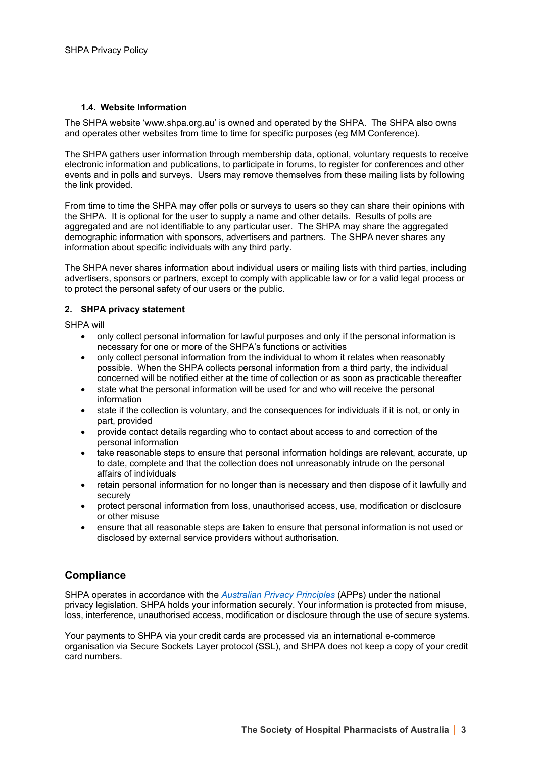### 1.4. Website Information

The SHPA website 'www.shpa.org.au' is owned and operated by the SHPA. The SHPA also owns and operates other websites from time to time for specific purposes (eg MM Conference).

The SHPA gathers user information through membership data, optional, voluntary requests to receive electronic information and publications, to participate in forums, to register for conferences and other events and in polls and surveys. Users may remove themselves from these mailing lists by following the link provided.

From time to time the SHPA may offer polls or surveys to users so they can share their opinions with the SHPA. It is optional for the user to supply a name and other details. Results of polls are aggregated and are not identifiable to any particular user. The SHPA may share the aggregated demographic information with sponsors, advertisers and partners. The SHPA never shares any information about specific individuals with any third party.

The SHPA never shares information about individual users or mailing lists with third parties, including advertisers, sponsors or partners, except to comply with applicable law or for a valid legal process or to protect the personal safety of our users or the public.

### 2. SHPA privacy statement

SHPA will

- only collect personal information for lawful purposes and only if the personal information is necessary for one or more of the SHPA's functions or activities
- only collect personal information from the individual to whom it relates when reasonably possible. When the SHPA collects personal information from a third party, the individual concerned will be notified either at the time of collection or as soon as practicable thereafter
- state what the personal information will be used for and who will receive the personal information
- state if the collection is voluntary, and the consequences for individuals if it is not, or only in part, provided
- provide contact details regarding who to contact about access to and correction of the personal information
- take reasonable steps to ensure that personal information holdings are relevant, accurate, up to date, complete and that the collection does not unreasonably intrude on the personal affairs of individuals
- retain personal information for no longer than is necessary and then dispose of it lawfully and securely
- protect personal information from loss, unauthorised access, use, modification or disclosure or other misuse
- ensure that all reasonable steps are taken to ensure that personal information is not used or disclosed by external service providers without authorisation.

## Compliance

SHPA operates in accordance with the *Australian Privacy Principles* (APPs) under the national privacy legislation. SHPA holds your information securely. Your information is protected from misuse, loss, interference, unauthorised access, modification or disclosure through the use of secure systems.

Your payments to SHPA via your credit cards are processed via an international e-commerce organisation via Secure Sockets Layer protocol (SSL), and SHPA does not keep a copy of your credit card numbers.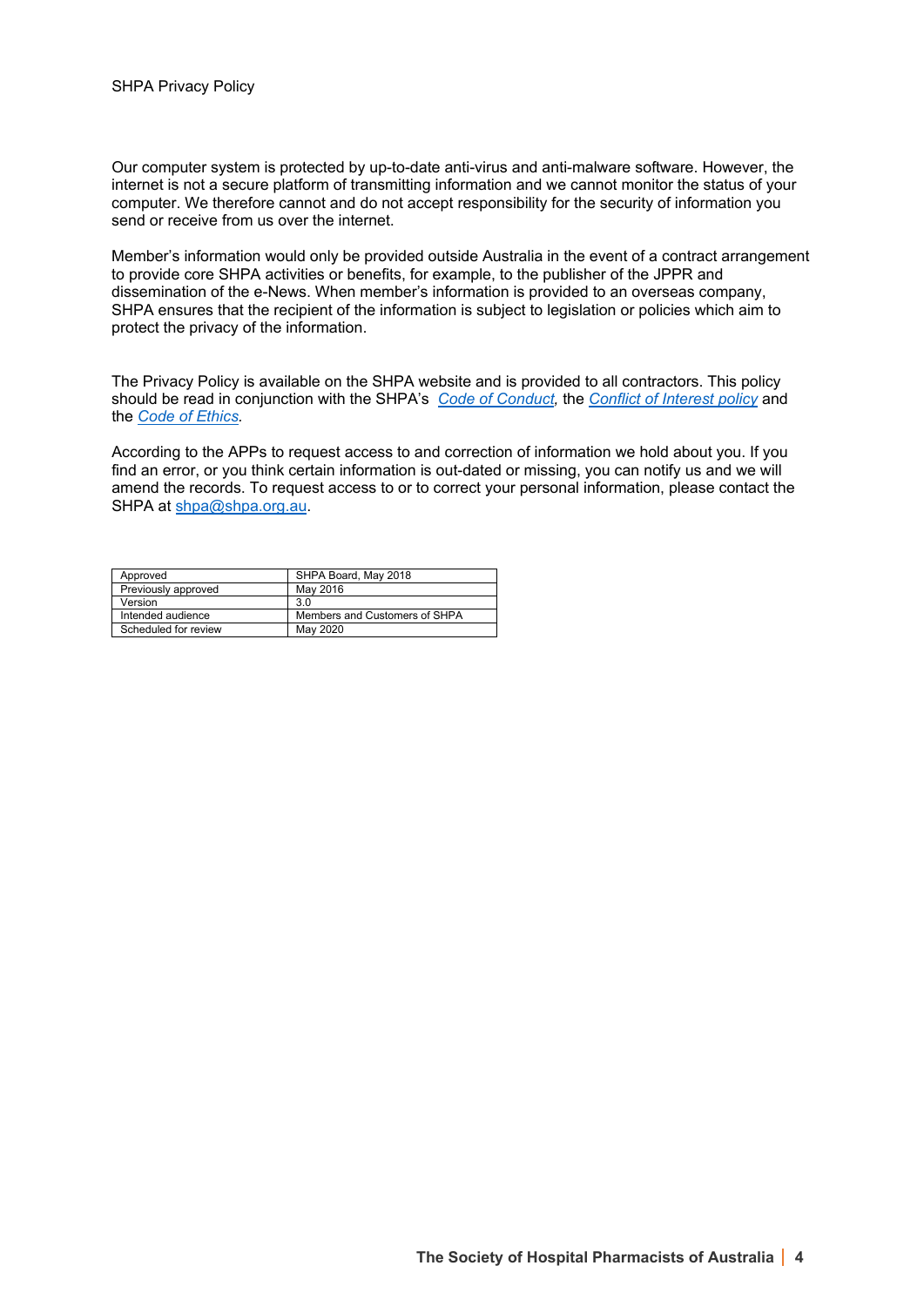Our computer system is protected by up-to-date anti-virus and anti-malware software. However, the internet is not a secure platform of transmitting information and we cannot monitor the status of your computer. We therefore cannot and do not accept responsibility for the security of information you send or receive from us over the internet.

Member's information would only be provided outside Australia in the event of a contract arrangement to provide core SHPA activities or benefits, for example, to the publisher of the JPPR and dissemination of the e-News. When member's information is provided to an overseas company, SHPA ensures that the recipient of the information is subject to legislation or policies which aim to protect the privacy of the information.

The Privacy Policy is available on the SHPA website and is provided to all contractors. This policy should be read in conjunction with the SHPA's *Code of Conduct*, the *Conflict of Interest policy* and the *Code of Ethics*.

According to the APPs to request access to and correction of information we hold about you. If you find an error, or you think certain information is out-dated or missing, you can notify us and we will amend the records. To request access to or to correct your personal information, please contact the SHPA at shpa@shpa.org.au.

| | |
|---|---|
| Approved | SHPA Board, May 2018 |
| Previously approved | May 2016 |
| Version | 3.0 |
| Intended audience | Members and Customers of SHPA |
| Scheduled for review | May 2020 |